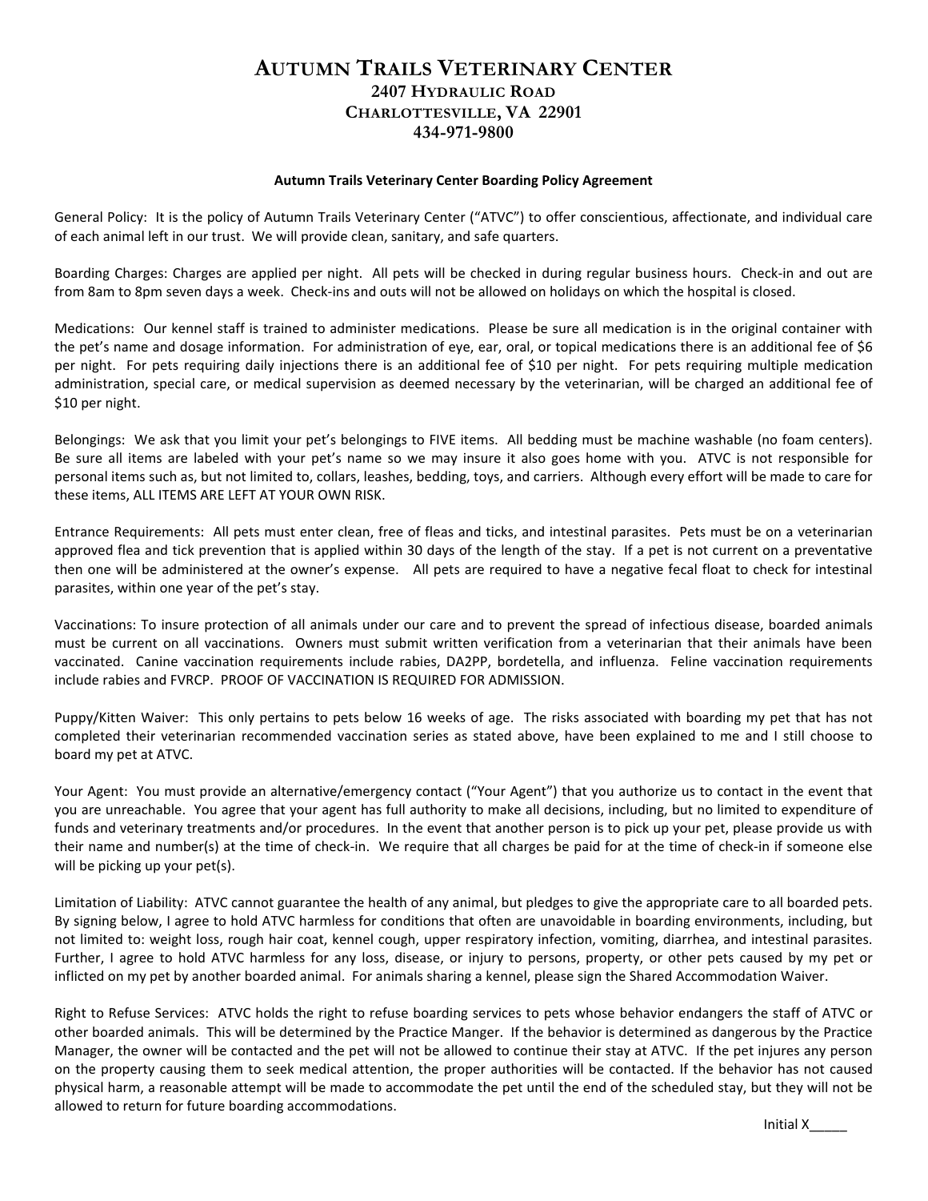# Autumn Trails Veterinary Center

## 2407 Hydraulic Road
## Charlottesville, VA 22901
## 434-971-9800

**Autumn Trails Veterinary Center Boarding Policy Agreement**

General Policy: It is the policy of Autumn Trails Veterinary Center ("ATVC") to offer conscientious, affectionate, and individual care of each animal left in our trust. We will provide clean, sanitary, and safe quarters.

Boarding Charges: Charges are applied per night. All pets will be checked in during regular business hours. Check-in and out are from 8am to 8pm seven days a week. Check-ins and outs will not be allowed on holidays on which the hospital is closed.

Medications: Our kennel staff is trained to administer medications. Please be sure all medication is in the original container with the pet's name and dosage information. For administration of eye, ear, oral, or topical medications there is an additional fee of $6 per night. For pets requiring daily injections there is an additional fee of $10 per night. For pets requiring multiple medication administration, special care, or medical supervision as deemed necessary by the veterinarian, will be charged an additional fee of $10 per night.

Belongings: We ask that you limit your pet's belongings to FIVE items. All bedding must be machine washable (no foam centers). Be sure all items are labeled with your pet's name so we may insure it also goes home with you. ATVC is not responsible for personal items such as, but not limited to, collars, leashes, bedding, toys, and carriers. Although every effort will be made to care for these items, ALL ITEMS ARE LEFT AT YOUR OWN RISK.

Entrance Requirements: All pets must enter clean, free of fleas and ticks, and intestinal parasites. Pets must be on a veterinarian approved flea and tick prevention that is applied within 30 days of the length of the stay. If a pet is not current on a preventative then one will be administered at the owner's expense. All pets are required to have a negative fecal float to check for intestinal parasites, within one year of the pet's stay.

Vaccinations: To insure protection of all animals under our care and to prevent the spread of infectious disease, boarded animals must be current on all vaccinations. Owners must submit written verification from a veterinarian that their animals have been vaccinated. Canine vaccination requirements include rabies, DA2PP, bordetella, and influenza. Feline vaccination requirements include rabies and FVRCP. PROOF OF VACCINATION IS REQUIRED FOR ADMISSION.

Puppy/Kitten Waiver: This only pertains to pets below 16 weeks of age. The risks associated with boarding my pet that has not completed their veterinarian recommended vaccination series as stated above, have been explained to me and I still choose to board my pet at ATVC.

Your Agent: You must provide an alternative/emergency contact ("Your Agent") that you authorize us to contact in the event that you are unreachable. You agree that your agent has full authority to make all decisions, including, but no limited to expenditure of funds and veterinary treatments and/or procedures. In the event that another person is to pick up your pet, please provide us with their name and number(s) at the time of check-in. We require that all charges be paid for at the time of check-in if someone else will be picking up your pet(s).

Limitation of Liability: ATVC cannot guarantee the health of any animal, but pledges to give the appropriate care to all boarded pets. By signing below, I agree to hold ATVC harmless for conditions that often are unavoidable in boarding environments, including, but not limited to: weight loss, rough hair coat, kennel cough, upper respiratory infection, vomiting, diarrhea, and intestinal parasites. Further, I agree to hold ATVC harmless for any loss, disease, or injury to persons, property, or other pets caused by my pet or inflicted on my pet by another boarded animal. For animals sharing a kennel, please sign the Shared Accommodation Waiver.

Right to Refuse Services: ATVC holds the right to refuse boarding services to pets whose behavior endangers the staff of ATVC or other boarded animals. This will be determined by the Practice Manger. If the behavior is determined as dangerous by the Practice Manager, the owner will be contacted and the pet will not be allowed to continue their stay at ATVC. If the pet injures any person on the property causing them to seek medical attention, the proper authorities will be contacted. If the behavior has not caused physical harm, a reasonable attempt will be made to accommodate the pet until the end of the scheduled stay, but they will not be allowed to return for future boarding accommodations.

Initial X_____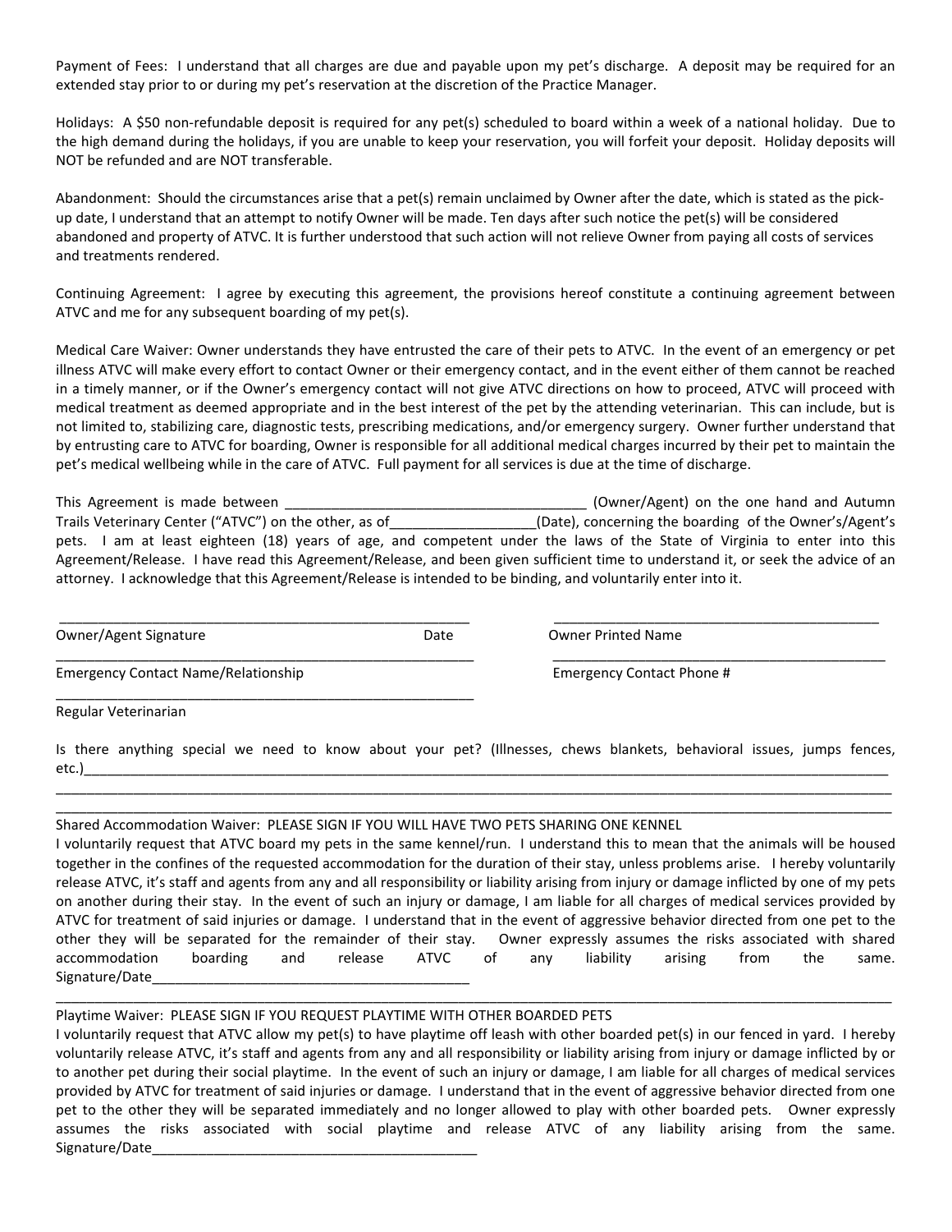Payment of Fees: I understand that all charges are due and payable upon my pet's discharge. A deposit may be required for an extended stay prior to or during my pet's reservation at the discretion of the Practice Manager.

Holidays: A $50 non-refundable deposit is required for any pet(s) scheduled to board within a week of a national holiday. Due to the high demand during the holidays, if you are unable to keep your reservation, you will forfeit your deposit. Holiday deposits will NOT be refunded and are NOT transferable.

Abandonment: Should the circumstances arise that a pet(s) remain unclaimed by Owner after the date, which is stated as the pick-up date, I understand that an attempt to notify Owner will be made. Ten days after such notice the pet(s) will be considered abandoned and property of ATVC. It is further understood that such action will not relieve Owner from paying all costs of services and treatments rendered.

Continuing Agreement: I agree by executing this agreement, the provisions hereof constitute a continuing agreement between ATVC and me for any subsequent boarding of my pet(s).

Medical Care Waiver: Owner understands they have entrusted the care of their pets to ATVC. In the event of an emergency or pet illness ATVC will make every effort to contact Owner or their emergency contact, and in the event either of them cannot be reached in a timely manner, or if the Owner's emergency contact will not give ATVC directions on how to proceed, ATVC will proceed with medical treatment as deemed appropriate and in the best interest of the pet by the attending veterinarian. This can include, but is not limited to, stabilizing care, diagnostic tests, prescribing medications, and/or emergency surgery. Owner further understand that by entrusting care to ATVC for boarding, Owner is responsible for all additional medical charges incurred by their pet to maintain the pet's medical wellbeing while in the care of ATVC. Full payment for all services is due at the time of discharge.

This Agreement is made between ______________________________________ (Owner/Agent) on the one hand and Autumn Trails Veterinary Center ("ATVC") on the other, as of__________________(Date), concerning the boarding of the Owner's/Agent's pets. I am at least eighteen (18) years of age, and competent under the laws of the State of Virginia to enter into this Agreement/Release. I have read this Agreement/Release, and been given sufficient time to understand it, or seek the advice of an attorney. I acknowledge that this Agreement/Release is intended to be binding, and voluntarily enter into it.

______________________________________________________ ___________________________________________

Owner/Agent Signature Date Owner Printed Name

______________________________________________________ ___________________________________________

Emergency Contact Name/Relationship Emergency Contact Phone #

______________________________________________________

Regular Veterinarian

Is there anything special we need to know about your pet? (Illnesses, chews blankets, behavioral issues, jumps fences, etc.)____________________________________________________________________________________________________________

____________________________________________________________________________________________________________

____________________________________________________________________________________________________________

Shared Accommodation Waiver: PLEASE SIGN IF YOU WILL HAVE TWO PETS SHARING ONE KENNEL

I voluntarily request that ATVC board my pets in the same kennel/run. I understand this to mean that the animals will be housed together in the confines of the requested accommodation for the duration of their stay, unless problems arise. I hereby voluntarily release ATVC, it's staff and agents from any and all responsibility or liability arising from injury or damage inflicted by one of my pets on another during their stay. In the event of such an injury or damage, I am liable for all charges of medical services provided by ATVC for treatment of said injuries or damage. I understand that in the event of aggressive behavior directed from one pet to the other they will be separated for the remainder of their stay. Owner expressly assumes the risks associated with shared accommodation boarding and release ATVC of any liability arising from the same. Signature/Date__________________________________________

____________________________________________________________________________________________________________

Playtime Waiver: PLEASE SIGN IF YOU REQUEST PLAYTIME WITH OTHER BOARDED PETS

I voluntarily request that ATVC allow my pet(s) to have playtime off leash with other boarded pet(s) in our fenced in yard. I hereby voluntarily release ATVC, it's staff and agents from any and all responsibility or liability arising from injury or damage inflicted by or to another pet during their social playtime. In the event of such an injury or damage, I am liable for all charges of medical services provided by ATVC for treatment of said injuries or damage. I understand that in the event of aggressive behavior directed from one pet to the other they will be separated immediately and no longer allowed to play with other boarded pets. Owner expressly assumes the risks associated with social playtime and release ATVC of any liability arising from the same. Signature/Date__________________________________________